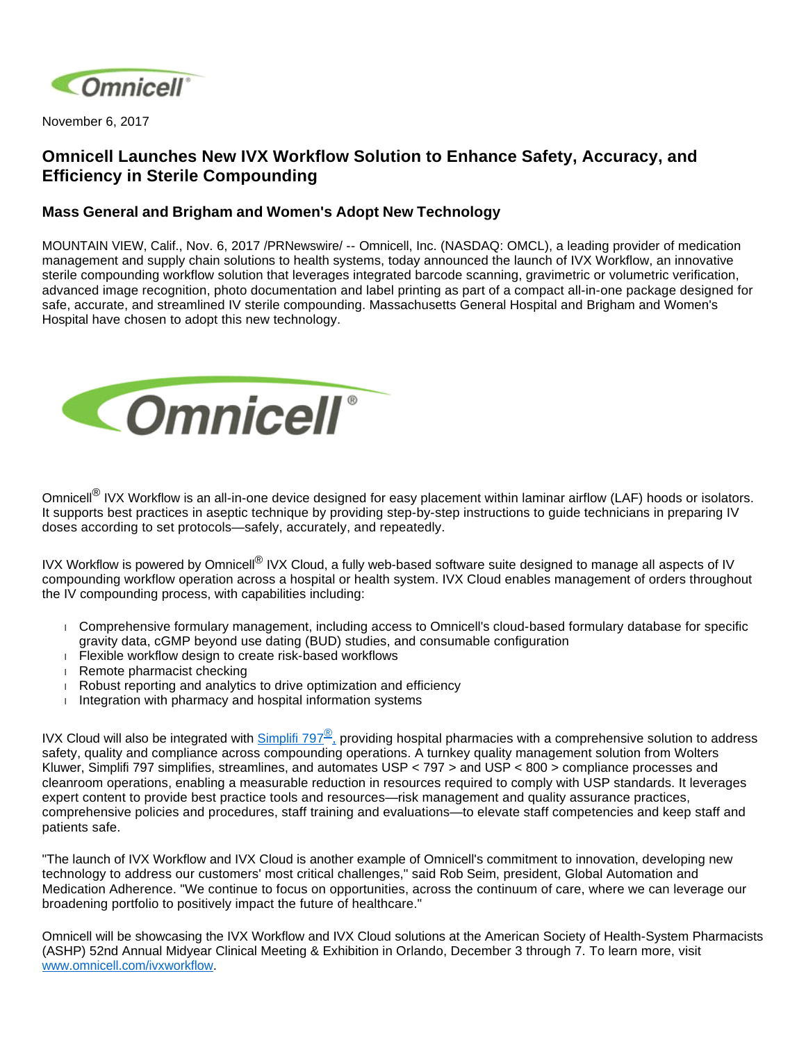November 6, 2017

# Omnicell Launches New IVX Workflow Solution to Enhance Safety, Accuracy, and Efficiency in Sterile Compounding

## Mass General and Brigham and Women's Adopt New Technology

MOUNTAIN VIEW, Calif., Nov. 6, 2017 /PRNewswire/ -- Omnicell, Inc. (NASDAQ: OMCL), a leading provider of medication management and supply chain solutions to health systems, today announced the launch of IVX Workflow, an innovative sterile compounding workflow solution that leverages integrated barcode scanning, gravimetric or volumetric verification, advanced image recognition, photo documentation and label printing as part of a compact all-in-one package designed for safe, accurate, and streamlined IV sterile compounding. Massachusetts General Hospital and Brigham and Women's Hospital have chosen to adopt this new technology.

Omnicell® IVX Workflow is an all-in-one device designed for easy placement within laminar airflow (LAF) hoods or isolators. It supports best practices in aseptic technique by providing step-by-step instructions to guide technicians in preparing IV doses according to set protocols—safely, accurately, and repeatedly.

IVX Workflow is powered by Omnicell® IVX Cloud, a fully web-based software suite designed to manage all aspects of IV compounding workflow operation across a hospital or health system. IVX Cloud enables management of orders throughout the IV compounding process, with capabilities including:

- Comprehensive formulary management, including access to Omnicell's cloud-based formulary database for specific gravity data, cGMP beyond use dating (BUD) studies, and consumable configuration
- Flexible workflow design to create risk-based workflows
- Remote pharmacist checking
- Robust reporting and analytics to drive optimization and efficiency
- Integration with pharmacy and hospital information systems

IVX Cloud will also be integrated with Simplifi 797®, providing hospital pharmacies with a comprehensive solution to address safety, quality and compliance across compounding operations. A turnkey quality management solution from Wolters Kluwer, Simplifi 797 simplifies, streamlines, and automates USP < 797 > and USP < 800 > compliance processes and cleanroom operations, enabling a measurable reduction in resources required to comply with USP standards. It leverages expert content to provide best practice tools and resources—risk management and quality assurance practices, comprehensive policies and procedures, staff training and evaluations—to elevate staff competencies and keep staff and patients safe.

"The launch of IVX Workflow and IVX Cloud is another example of Omnicell's commitment to innovation, developing new technology to address our customers' most critical challenges," said Rob Seim, president, Global Automation and Medication Adherence. "We continue to focus on opportunities, across the continuum of care, where we can leverage our broadening portfolio to positively impact the future of healthcare."

Omnicell will be showcasing the IVX Workflow and IVX Cloud solutions at the American Society of Health-System Pharmacists (ASHP) 52nd Annual Midyear Clinical Meeting & Exhibition in Orlando, December 3 through 7. To learn more, visit www.omnicell.com/ivxworkflow.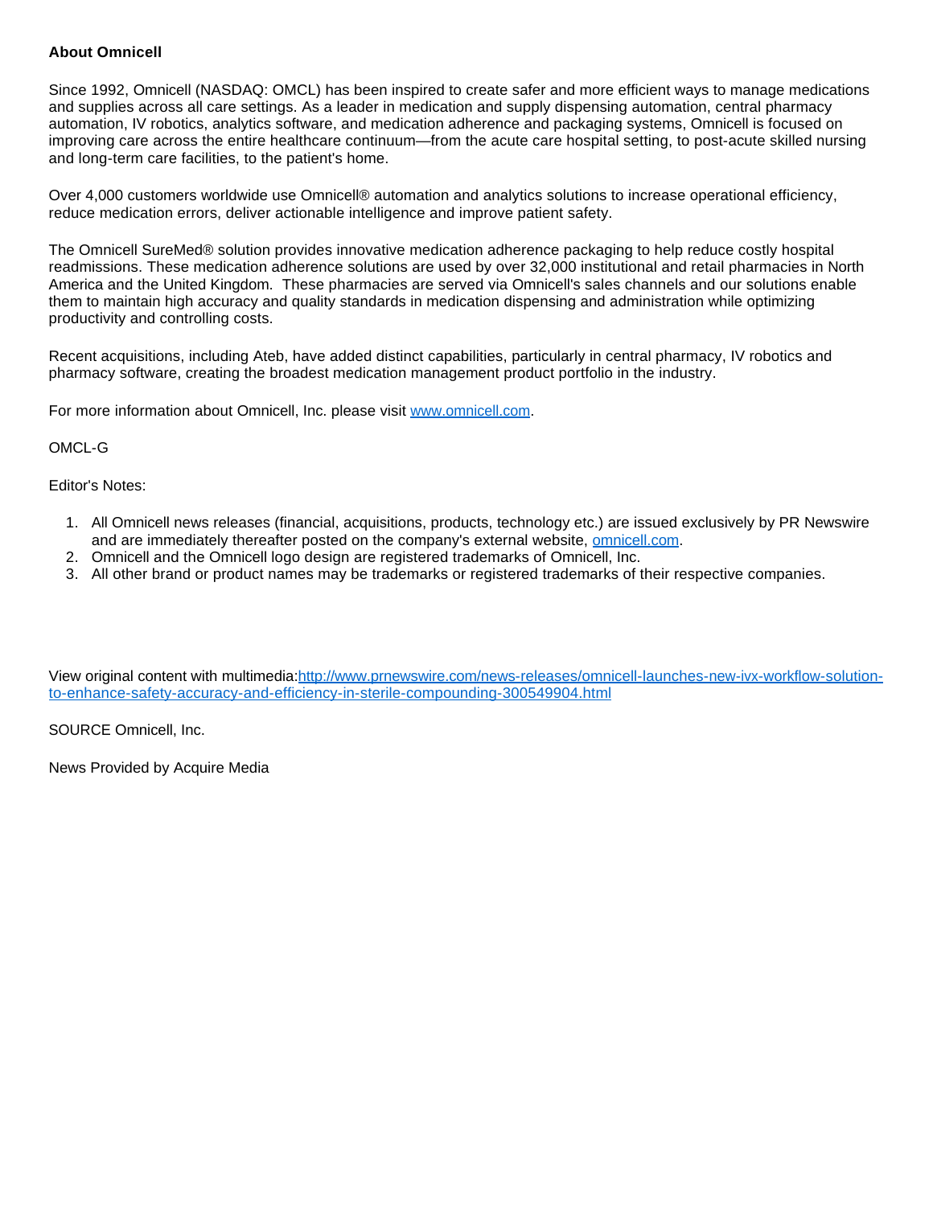**About Omnicell**

Since 1992, Omnicell (NASDAQ: OMCL) has been inspired to create safer and more efficient ways to manage medications and supplies across all care settings. As a leader in medication and supply dispensing automation, central pharmacy automation, IV robotics, analytics software, and medication adherence and packaging systems, Omnicell is focused on improving care across the entire healthcare continuum—from the acute care hospital setting, to post-acute skilled nursing and long-term care facilities, to the patient's home.

Over 4,000 customers worldwide use Omnicell® automation and analytics solutions to increase operational efficiency, reduce medication errors, deliver actionable intelligence and improve patient safety.

The Omnicell SureMed® solution provides innovative medication adherence packaging to help reduce costly hospital readmissions. These medication adherence solutions are used by over 32,000 institutional and retail pharmacies in North America and the United Kingdom. These pharmacies are served via Omnicell's sales channels and our solutions enable them to maintain high accuracy and quality standards in medication dispensing and administration while optimizing productivity and controlling costs.

Recent acquisitions, including Ateb, have added distinct capabilities, particularly in central pharmacy, IV robotics and pharmacy software, creating the broadest medication management product portfolio in the industry.

For more information about Omnicell, Inc. please visit [www.omnicell.com](http://www.omnicell.com).

OMCL-G

Editor's Notes:

1. All Omnicell news releases (financial, acquisitions, products, technology etc.) are issued exclusively by PR Newswire and are immediately thereafter posted on the company's external website, [omnicell.com](http://omnicell.com).
2. Omnicell and the Omnicell logo design are registered trademarks of Omnicell, Inc.
3. All other brand or product names may be trademarks or registered trademarks of their respective companies.

View original content with multimedia:[http://www.prnewswire.com/news-releases/omnicell-launches-new-ivx-workflow-solution-to-enhance-safety-accuracy-and-efficiency-in-sterile-compounding-300549904.html](http://www.prnewswire.com/news-releases/omnicell-launches-new-ivx-workflow-solution-to-enhance-safety-accuracy-and-efficiency-in-sterile-compounding-300549904.html)

SOURCE Omnicell, Inc.

News Provided by Acquire Media